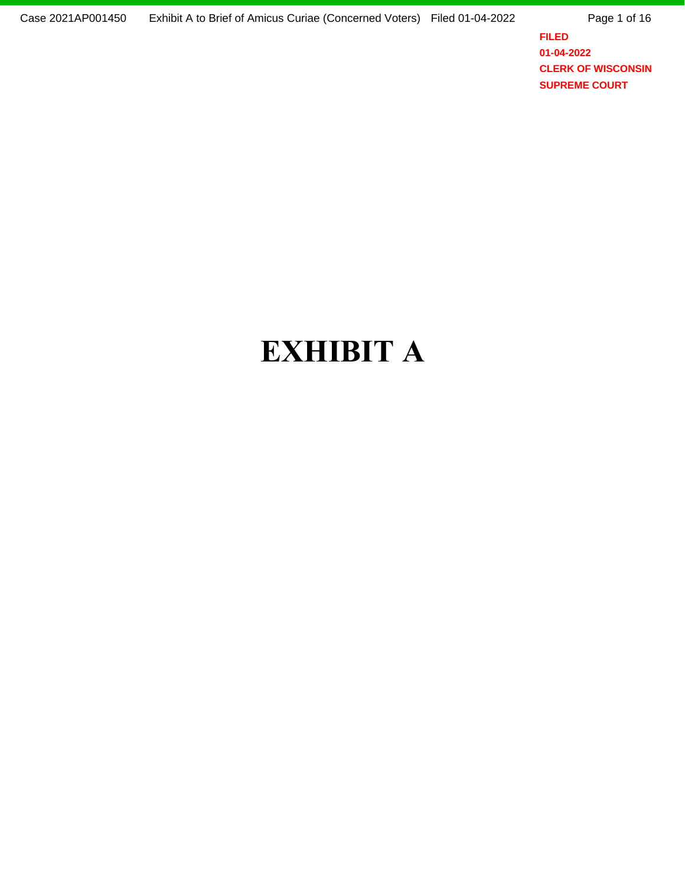FILED
01-04-2022
CLERK OF WISCONSIN
SUPREME COURT

# EXHIBIT A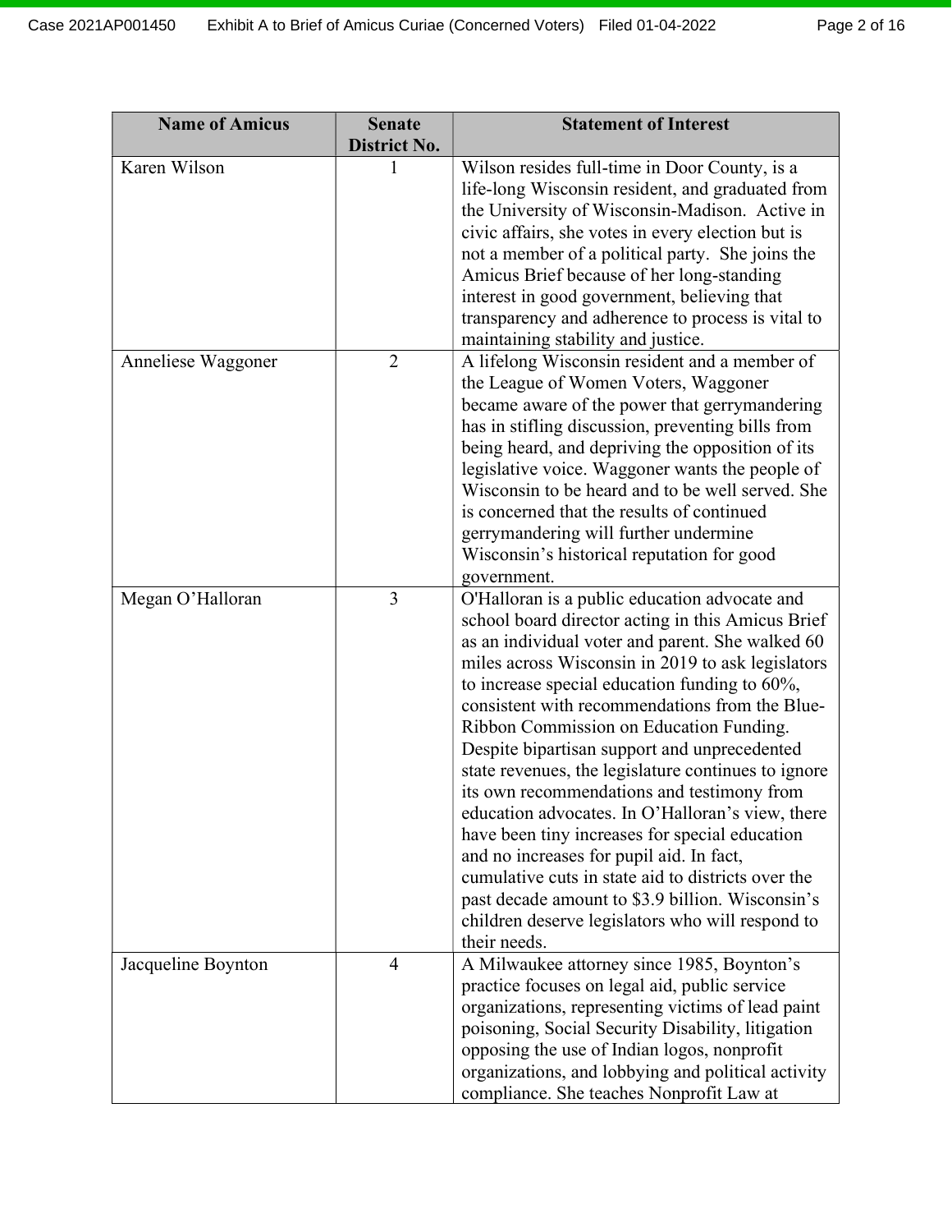| Name of Amicus | Senate District No. | Statement of Interest |
| --- | --- | --- |
| Karen Wilson | 1 | Wilson resides full-time in Door County, is a life-long Wisconsin resident, and graduated from the University of Wisconsin-Madison. Active in civic affairs, she votes in every election but is not a member of a political party. She joins the Amicus Brief because of her long-standing interest in good government, believing that transparency and adherence to process is vital to maintaining stability and justice. |
| Anneliese Waggoner | 2 | A lifelong Wisconsin resident and a member of the League of Women Voters, Waggoner became aware of the power that gerrymandering has in stifling discussion, preventing bills from being heard, and depriving the opposition of its legislative voice. Waggoner wants the people of Wisconsin to be heard and to be well served. She is concerned that the results of continued gerrymandering will further undermine Wisconsin's historical reputation for good government. |
| Megan O'Halloran | 3 | O'Halloran is a public education advocate and school board director acting in this Amicus Brief as an individual voter and parent. She walked 60 miles across Wisconsin in 2019 to ask legislators to increase special education funding to 60%, consistent with recommendations from the Blue-Ribbon Commission on Education Funding. Despite bipartisan support and unprecedented state revenues, the legislature continues to ignore its own recommendations and testimony from education advocates. In O'Halloran's view, there have been tiny increases for special education and no increases for pupil aid. In fact, cumulative cuts in state aid to districts over the past decade amount to $3.9 billion. Wisconsin's children deserve legislators who will respond to their needs. |
| Jacqueline Boynton | 4 | A Milwaukee attorney since 1985, Boynton's practice focuses on legal aid, public service organizations, representing victims of lead paint poisoning, Social Security Disability, litigation opposing the use of Indian logos, nonprofit organizations, and lobbying and political activity compliance. She teaches Nonprofit Law at |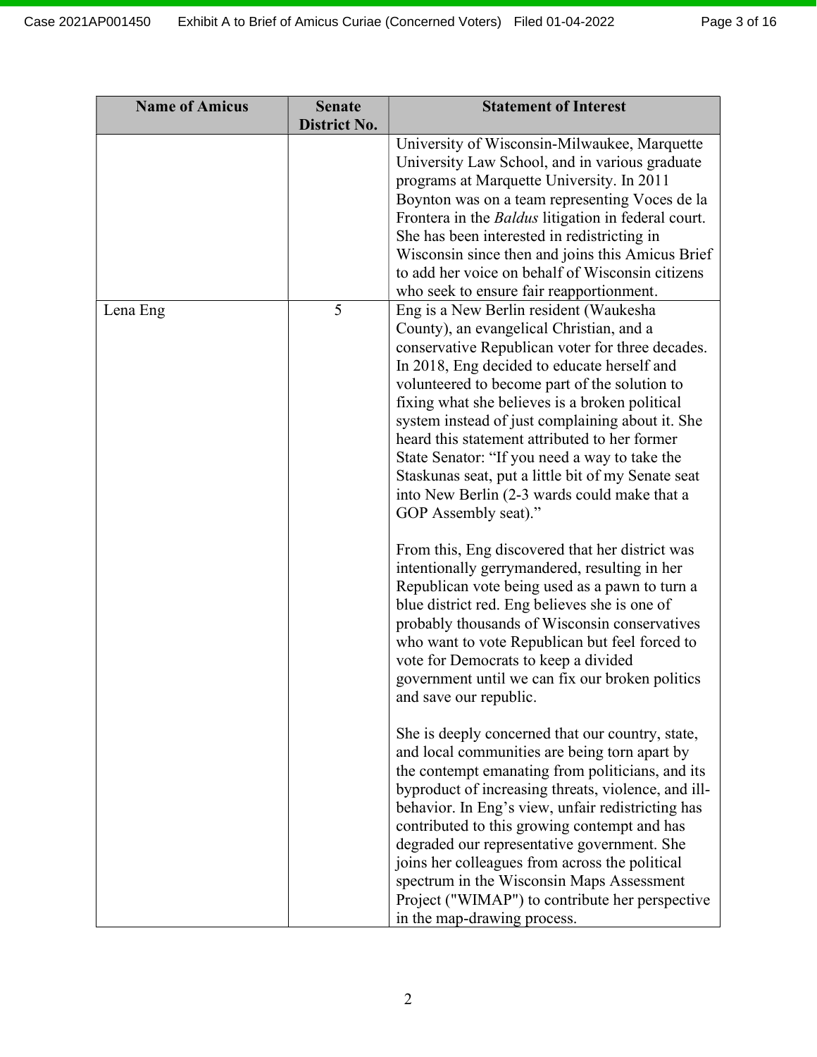| Name of Amicus | Senate District No. | Statement of Interest |
|---|---|---|
| | | University of Wisconsin-Milwaukee, Marquette University Law School, and in various graduate programs at Marquette University. In 2011 Boynton was on a team representing Voces de la Frontera in the *Baldus* litigation in federal court. She has been interested in redistricting in Wisconsin since then and joins this Amicus Brief to add her voice on behalf of Wisconsin citizens who seek to ensure fair reapportionment. |
| Lena Eng | 5 | Eng is a New Berlin resident (Waukesha County), an evangelical Christian, and a conservative Republican voter for three decades. In 2018, Eng decided to educate herself and volunteered to become part of the solution to fixing what she believes is a broken political system instead of just complaining about it. She heard this statement attributed to her former State Senator: "If you need a way to take the Staskunas seat, put a little bit of my Senate seat into New Berlin (2-3 wards could make that a GOP Assembly seat)."<br><br>From this, Eng discovered that her district was intentionally gerrymandered, resulting in her Republican vote being used as a pawn to turn a blue district red. Eng believes she is one of probably thousands of Wisconsin conservatives who want to vote Republican but feel forced to vote for Democrats to keep a divided government until we can fix our broken politics and save our republic.<br><br>She is deeply concerned that our country, state, and local communities are being torn apart by the contempt emanating from politicians, and its byproduct of increasing threats, violence, and ill-behavior. In Eng's view, unfair redistricting has contributed to this growing contempt and has degraded our representative government. She joins her colleagues from across the political spectrum in the Wisconsin Maps Assessment Project ("WIMAP") to contribute her perspective in the map-drawing process. |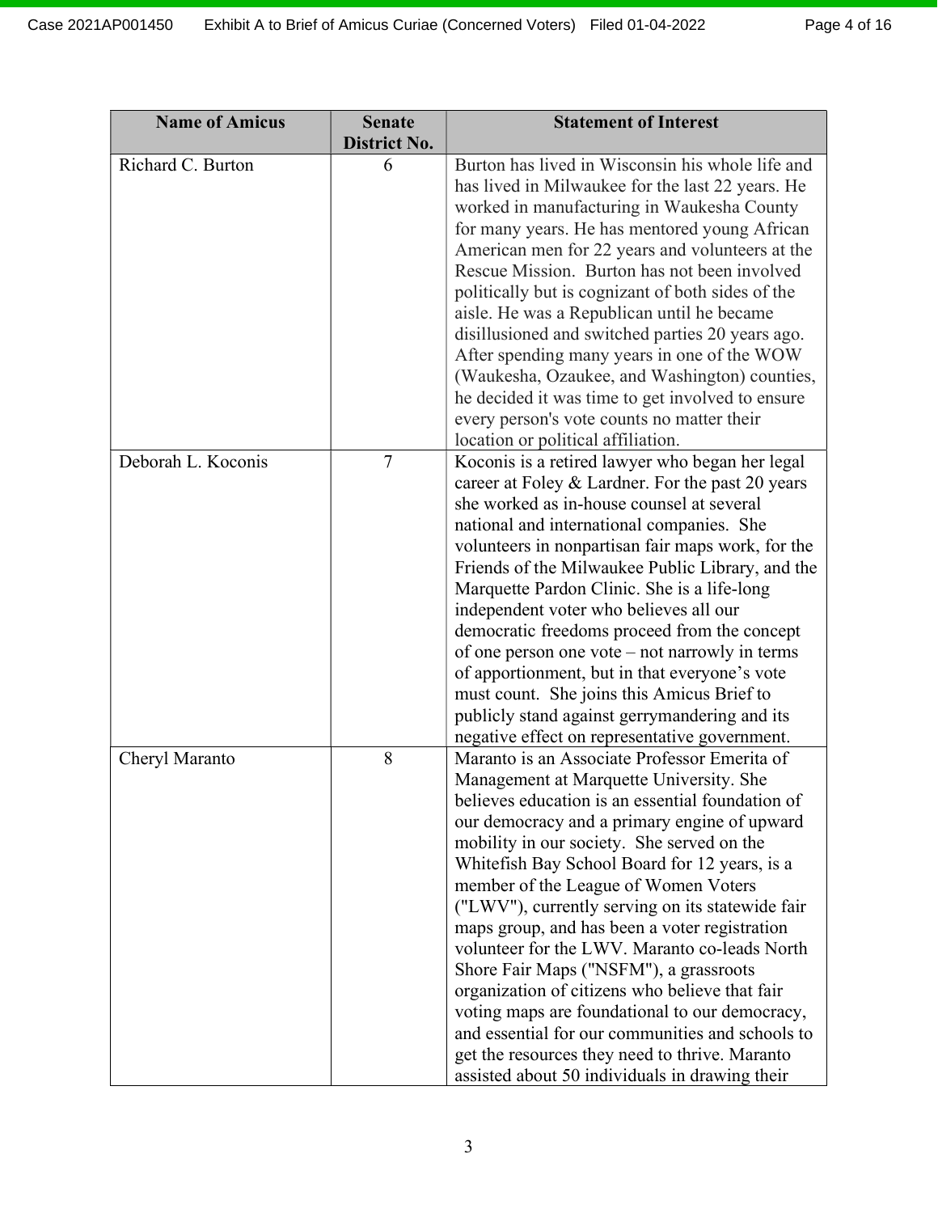| Name of Amicus | Senate District No. | Statement of Interest |
|---|---|---|
| Richard C. Burton | 6 | Burton has lived in Wisconsin his whole life and has lived in Milwaukee for the last 22 years. He worked in manufacturing in Waukesha County for many years. He has mentored young African American men for 22 years and volunteers at the Rescue Mission. Burton has not been involved politically but is cognizant of both sides of the aisle. He was a Republican until he became disillusioned and switched parties 20 years ago. After spending many years in one of the WOW (Waukesha, Ozaukee, and Washington) counties, he decided it was time to get involved to ensure every person's vote counts no matter their location or political affiliation. |
| Deborah L. Koconis | 7 | Koconis is a retired lawyer who began her legal career at Foley & Lardner. For the past 20 years she worked as in-house counsel at several national and international companies. She volunteers in nonpartisan fair maps work, for the Friends of the Milwaukee Public Library, and the Marquette Pardon Clinic. She is a life-long independent voter who believes all our democratic freedoms proceed from the concept of one person one vote – not narrowly in terms of apportionment, but in that everyone's vote must count. She joins this Amicus Brief to publicly stand against gerrymandering and its negative effect on representative government. |
| Cheryl Maranto | 8 | Maranto is an Associate Professor Emerita of Management at Marquette University. She believes education is an essential foundation of our democracy and a primary engine of upward mobility in our society. She served on the Whitefish Bay School Board for 12 years, is a member of the League of Women Voters ("LWV"), currently serving on its statewide fair maps group, and has been a voter registration volunteer for the LWV. Maranto co-leads North Shore Fair Maps ("NSFM"), a grassroots organization of citizens who believe that fair voting maps are foundational to our democracy, and essential for our communities and schools to get the resources they need to thrive. Maranto assisted about 50 individuals in drawing their |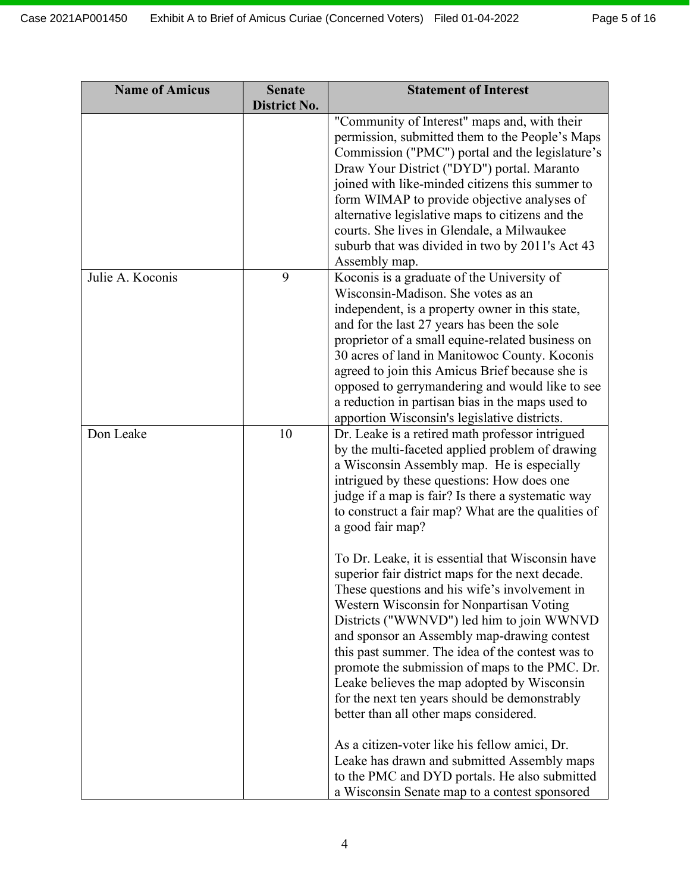| Name of Amicus | Senate District No. | Statement of Interest |
|---|---|---|
| | | "Community of Interest" maps and, with their permission, submitted them to the People's Maps Commission ("PMC") portal and the legislature's Draw Your District ("DYD") portal. Maranto joined with like-minded citizens this summer to form WIMAP to provide objective analyses of alternative legislative maps to citizens and the courts. She lives in Glendale, a Milwaukee suburb that was divided in two by 2011's Act 43 Assembly map. |
| Julie A. Koconis | 9 | Koconis is a graduate of the University of Wisconsin-Madison. She votes as an independent, is a property owner in this state, and for the last 27 years has been the sole proprietor of a small equine-related business on 30 acres of land in Manitowoc County. Koconis agreed to join this Amicus Brief because she is opposed to gerrymandering and would like to see a reduction in partisan bias in the maps used to apportion Wisconsin's legislative districts. |
| Don Leake | 10 | Dr. Leake is a retired math professor intrigued by the multi-faceted applied problem of drawing a Wisconsin Assembly map. He is especially intrigued by these questions: How does one judge if a map is fair? Is there a systematic way to construct a fair map? What are the qualities of a good fair map?<br><br>To Dr. Leake, it is essential that Wisconsin have superior fair district maps for the next decade. These questions and his wife's involvement in Western Wisconsin for Nonpartisan Voting Districts ("WWNVD") led him to join WWNVD and sponsor an Assembly map-drawing contest this past summer. The idea of the contest was to promote the submission of maps to the PMC. Dr. Leake believes the map adopted by Wisconsin for the next ten years should be demonstrably better than all other maps considered.<br><br>As a citizen-voter like his fellow amici, Dr. Leake has drawn and submitted Assembly maps to the PMC and DYD portals. He also submitted a Wisconsin Senate map to a contest sponsored |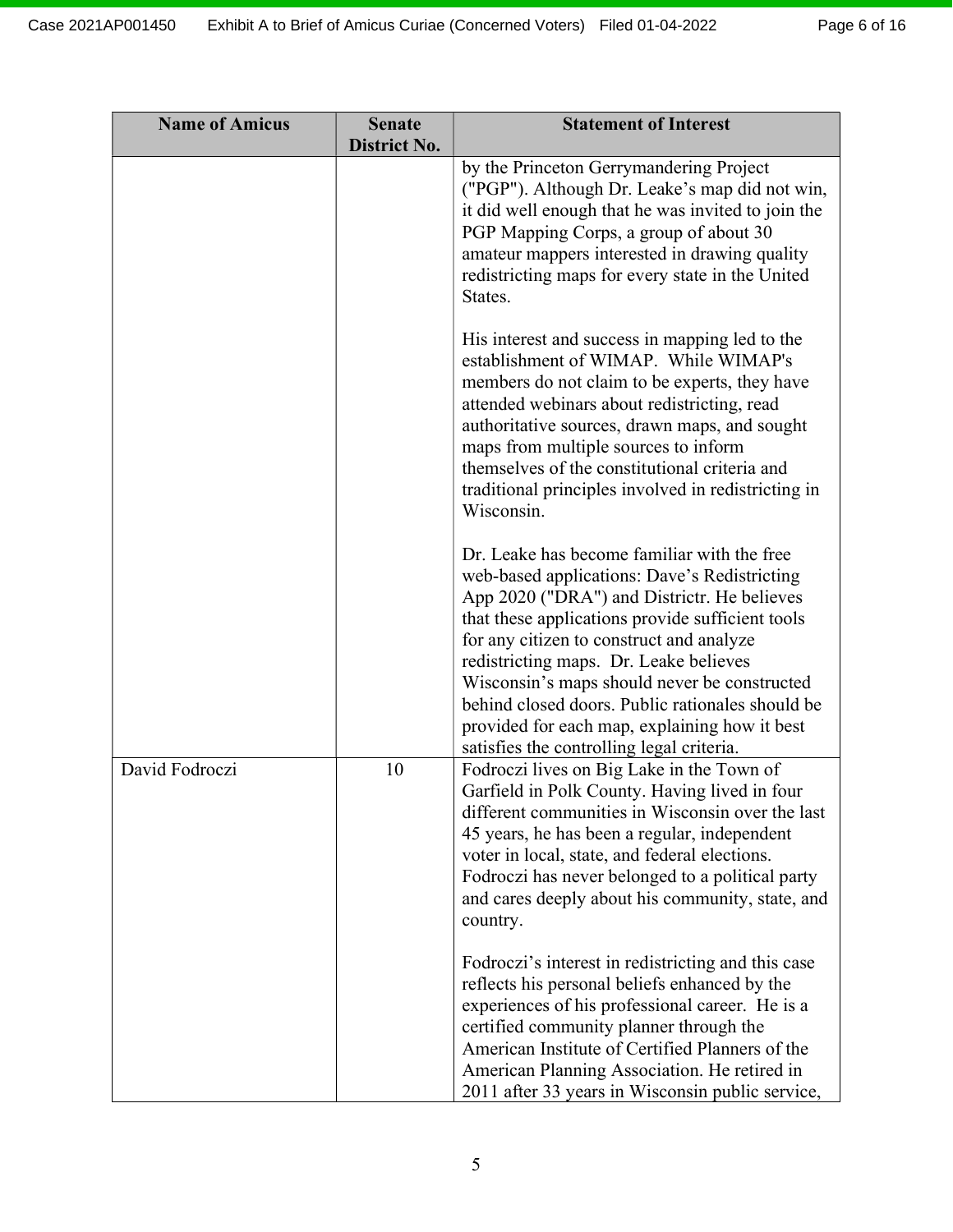| Name of Amicus | Senate District No. | Statement of Interest |
|---|---|---|
| | | by the Princeton Gerrymandering Project ("PGP"). Although Dr. Leake's map did not win, it did well enough that he was invited to join the PGP Mapping Corps, a group of about 30 amateur mappers interested in drawing quality redistricting maps for every state in the United States.<br><br>His interest and success in mapping led to the establishment of WIMAP. While WIMAP's members do not claim to be experts, they have attended webinars about redistricting, read authoritative sources, drawn maps, and sought maps from multiple sources to inform themselves of the constitutional criteria and traditional principles involved in redistricting in Wisconsin.<br><br>Dr. Leake has become familiar with the free web-based applications: Dave's Redistricting App 2020 ("DRA") and Districtr. He believes that these applications provide sufficient tools for any citizen to construct and analyze redistricting maps. Dr. Leake believes Wisconsin's maps should never be constructed behind closed doors. Public rationales should be provided for each map, explaining how it best satisfies the controlling legal criteria. |
| David Fodroczi | 10 | Fodroczi lives on Big Lake in the Town of Garfield in Polk County. Having lived in four different communities in Wisconsin over the last 45 years, he has been a regular, independent voter in local, state, and federal elections. Fodroczi has never belonged to a political party and cares deeply about his community, state, and country.<br><br>Fodroczi's interest in redistricting and this case reflects his personal beliefs enhanced by the experiences of his professional career. He is a certified community planner through the American Institute of Certified Planners of the American Planning Association. He retired in 2011 after 33 years in Wisconsin public service, |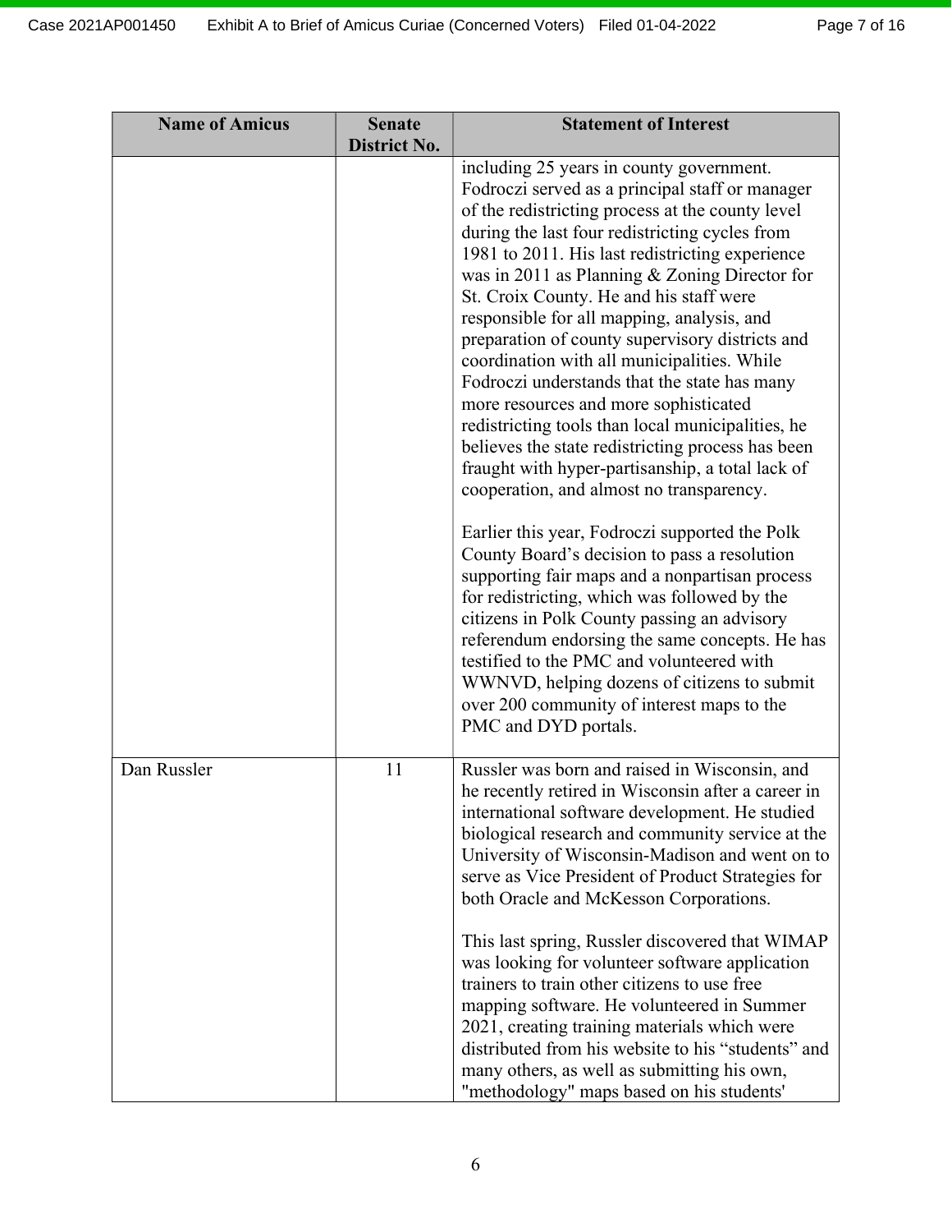| Name of Amicus | Senate District No. | Statement of Interest |
| --- | --- | --- |
| | | including 25 years in county government. Fodroczi served as a principal staff or manager of the redistricting process at the county level during the last four redistricting cycles from 1981 to 2011. His last redistricting experience was in 2011 as Planning & Zoning Director for St. Croix County. He and his staff were responsible for all mapping, analysis, and preparation of county supervisory districts and coordination with all municipalities. While Fodroczi understands that the state has many more resources and more sophisticated redistricting tools than local municipalities, he believes the state redistricting process has been fraught with hyper-partisanship, a total lack of cooperation, and almost no transparency.<br><br>Earlier this year, Fodroczi supported the Polk County Board's decision to pass a resolution supporting fair maps and a nonpartisan process for redistricting, which was followed by the citizens in Polk County passing an advisory referendum endorsing the same concepts. He has testified to the PMC and volunteered with WWNVD, helping dozens of citizens to submit over 200 community of interest maps to the PMC and DYD portals. |
| Dan Russler | 11 | Russler was born and raised in Wisconsin, and he recently retired in Wisconsin after a career in international software development. He studied biological research and community service at the University of Wisconsin-Madison and went on to serve as Vice President of Product Strategies for both Oracle and McKesson Corporations.<br><br>This last spring, Russler discovered that WIMAP was looking for volunteer software application trainers to train other citizens to use free mapping software. He volunteered in Summer 2021, creating training materials which were distributed from his website to his "students" and many others, as well as submitting his own, "methodology" maps based on his students' |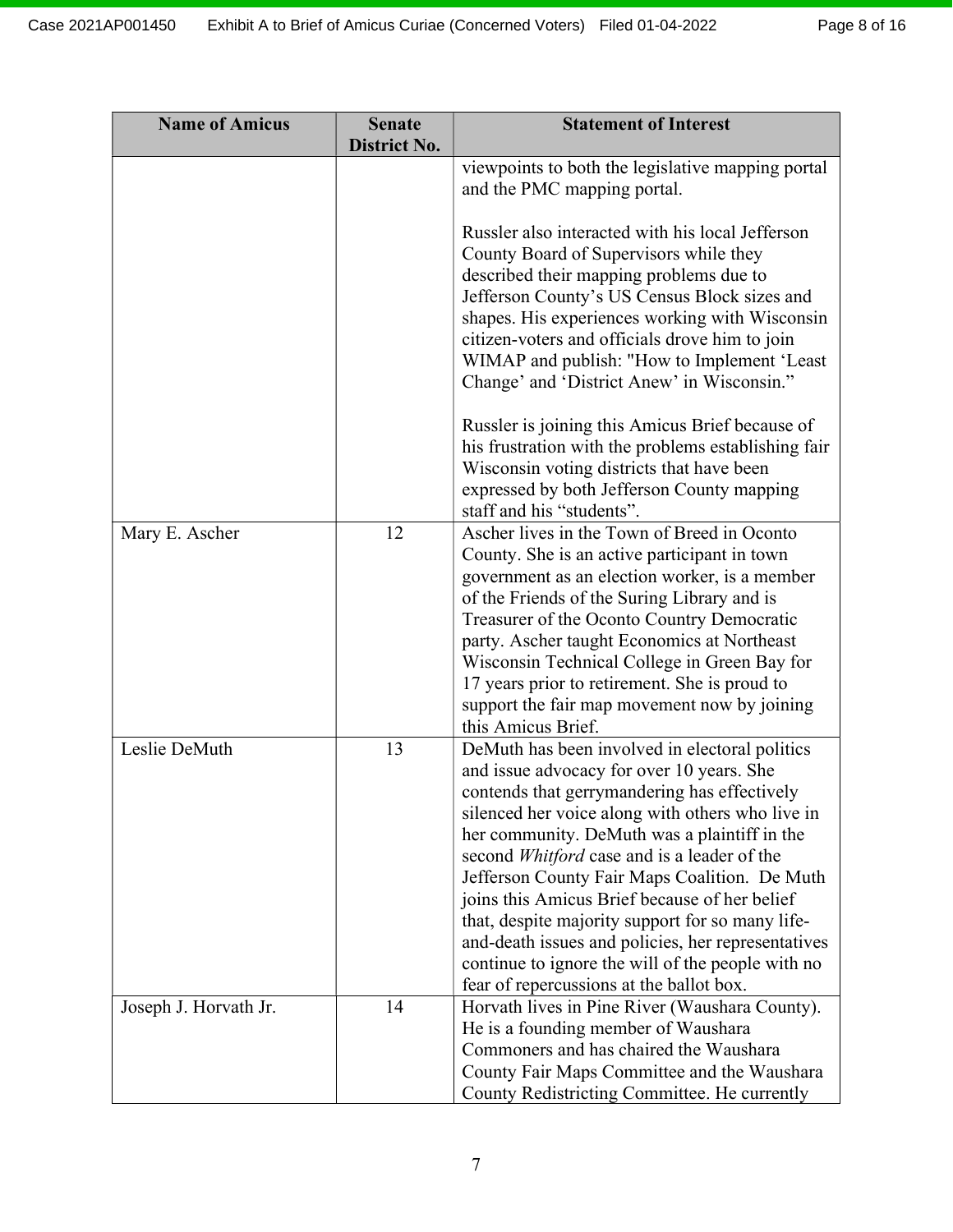| Name of Amicus | Senate District No. | Statement of Interest |
|---|---|---|
| | | viewpoints to both the legislative mapping portal and the PMC mapping portal.<br><br>Russler also interacted with his local Jefferson County Board of Supervisors while they described their mapping problems due to Jefferson County's US Census Block sizes and shapes. His experiences working with Wisconsin citizen-voters and officials drove him to join WIMAP and publish: "How to Implement 'Least Change' and 'District Anew' in Wisconsin."<br><br>Russler is joining this Amicus Brief because of his frustration with the problems establishing fair Wisconsin voting districts that have been expressed by both Jefferson County mapping staff and his "students". |
| Mary E. Ascher | 12 | Ascher lives in the Town of Breed in Oconto County. She is an active participant in town government as an election worker, is a member of the Friends of the Suring Library and is Treasurer of the Oconto Country Democratic party. Ascher taught Economics at Northeast Wisconsin Technical College in Green Bay for 17 years prior to retirement. She is proud to support the fair map movement now by joining this Amicus Brief. |
| Leslie DeMuth | 13 | DeMuth has been involved in electoral politics and issue advocacy for over 10 years. She contends that gerrymandering has effectively silenced her voice along with others who live in her community. DeMuth was a plaintiff in the second *Whitford* case and is a leader of the Jefferson County Fair Maps Coalition. De Muth joins this Amicus Brief because of her belief that, despite majority support for so many life-and-death issues and policies, her representatives continue to ignore the will of the people with no fear of repercussions at the ballot box. |
| Joseph J. Horvath Jr. | 14 | Horvath lives in Pine River (Waushara County). He is a founding member of Waushara Commoners and has chaired the Waushara County Fair Maps Committee and the Waushara County Redistricting Committee. He currently |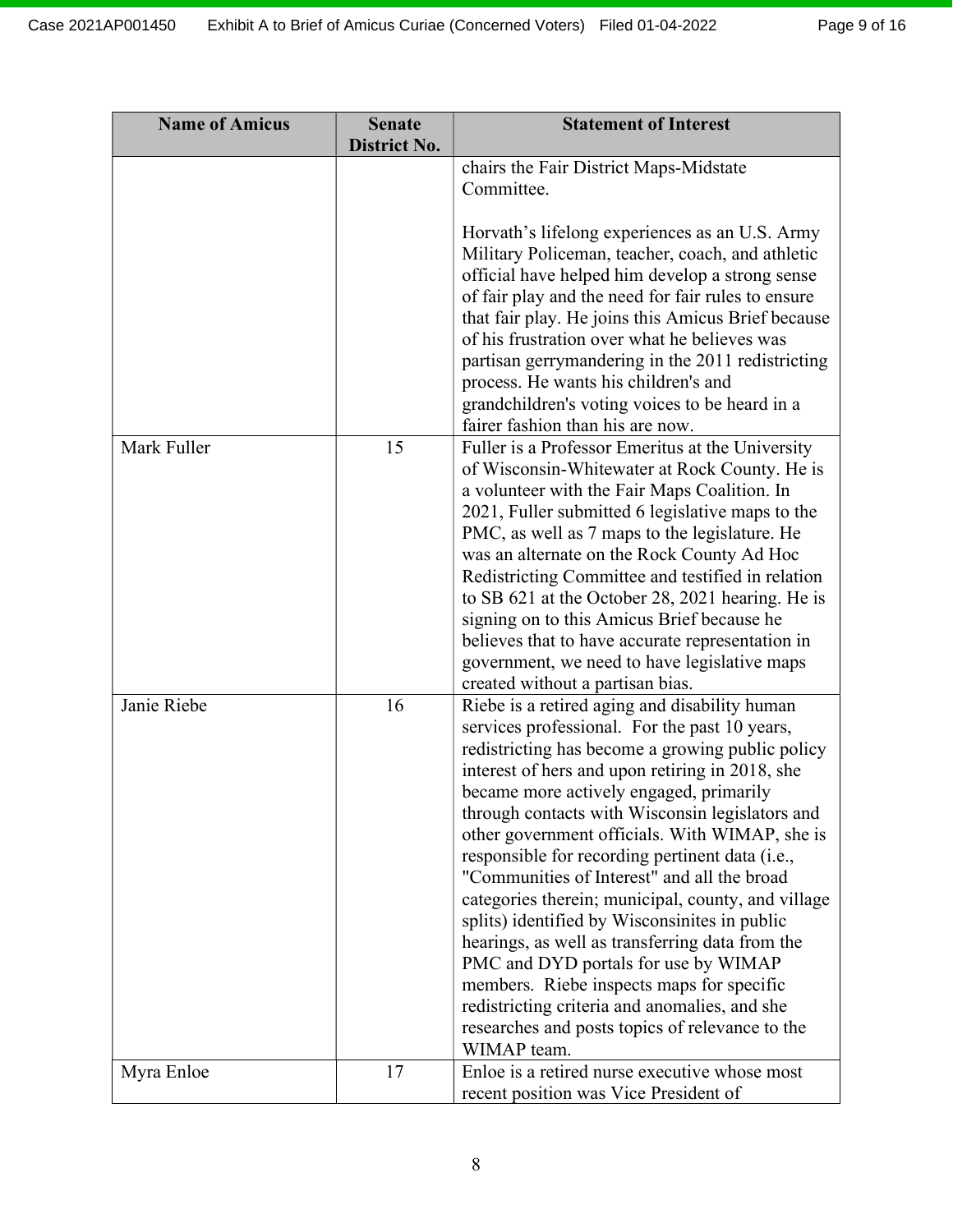| Name of Amicus | Senate District No. | Statement of Interest |
|---|---|---|
| | | chairs the Fair District Maps-Midstate Committee.<br><br>Horvath's lifelong experiences as an U.S. Army Military Policeman, teacher, coach, and athletic official have helped him develop a strong sense of fair play and the need for fair rules to ensure that fair play. He joins this Amicus Brief because of his frustration over what he believes was partisan gerrymandering in the 2011 redistricting process. He wants his children's and grandchildren's voting voices to be heard in a fairer fashion than his are now. |
| Mark Fuller | 15 | Fuller is a Professor Emeritus at the University of Wisconsin-Whitewater at Rock County. He is a volunteer with the Fair Maps Coalition. In 2021, Fuller submitted 6 legislative maps to the PMC, as well as 7 maps to the legislature. He was an alternate on the Rock County Ad Hoc Redistricting Committee and testified in relation to SB 621 at the October 28, 2021 hearing. He is signing on to this Amicus Brief because he believes that to have accurate representation in government, we need to have legislative maps created without a partisan bias. |
| Janie Riebe | 16 | Riebe is a retired aging and disability human services professional. For the past 10 years, redistricting has become a growing public policy interest of hers and upon retiring in 2018, she became more actively engaged, primarily through contacts with Wisconsin legislators and other government officials. With WIMAP, she is responsible for recording pertinent data (i.e., "Communities of Interest" and all the broad categories therein; municipal, county, and village splits) identified by Wisconsinites in public hearings, as well as transferring data from the PMC and DYD portals for use by WIMAP members. Riebe inspects maps for specific redistricting criteria and anomalies, and she researches and posts topics of relevance to the WIMAP team. |
| Myra Enloe | 17 | Enloe is a retired nurse executive whose most recent position was Vice President of |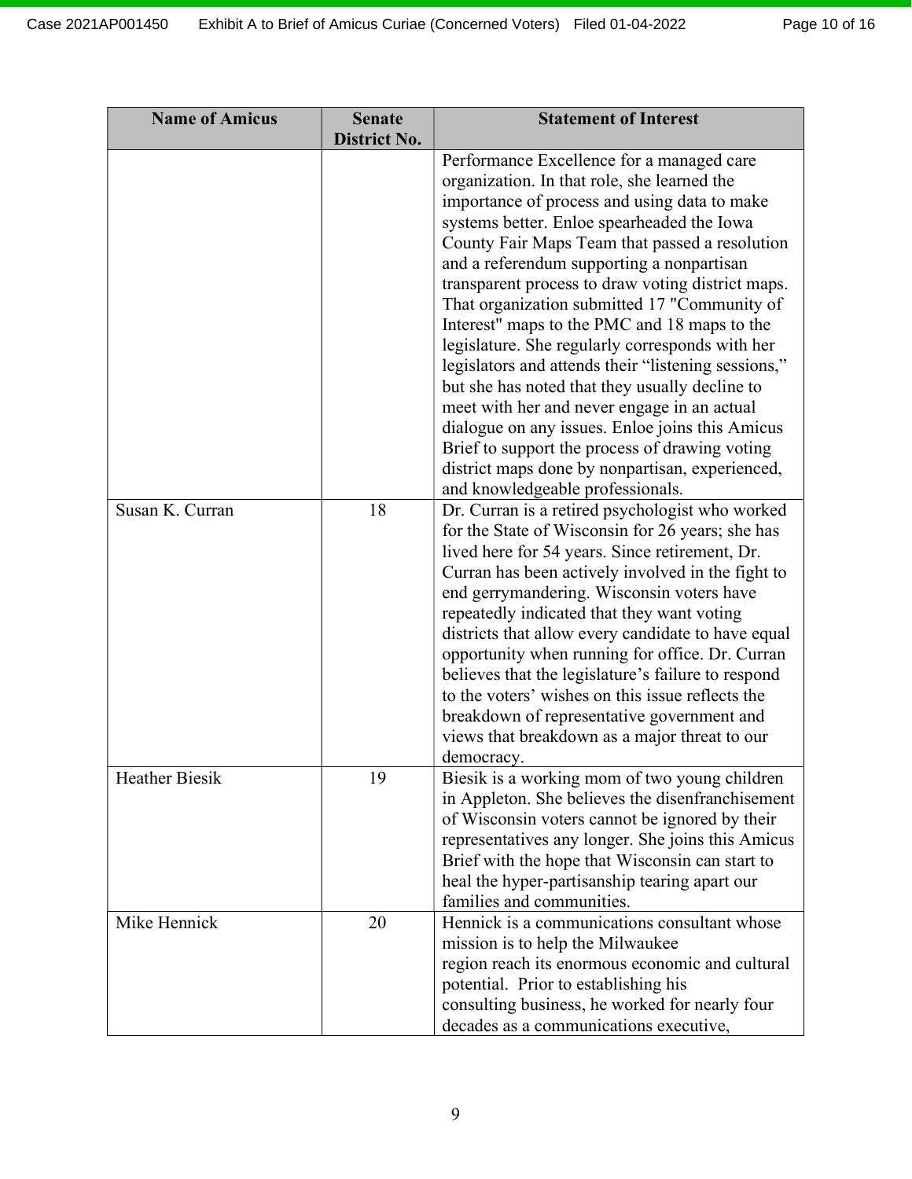| Name of Amicus | Senate District No. | Statement of Interest |
|---|---|---|
| | | Performance Excellence for a managed care organization. In that role, she learned the importance of process and using data to make systems better. Enloe spearheaded the Iowa County Fair Maps Team that passed a resolution and a referendum supporting a nonpartisan transparent process to draw voting district maps. That organization submitted 17 "Community of Interest" maps to the PMC and 18 maps to the legislature. She regularly corresponds with her legislators and attends their "listening sessions," but she has noted that they usually decline to meet with her and never engage in an actual dialogue on any issues. Enloe joins this Amicus Brief to support the process of drawing voting district maps done by nonpartisan, experienced, and knowledgeable professionals. |
| Susan K. Curran | 18 | Dr. Curran is a retired psychologist who worked for the State of Wisconsin for 26 years; she has lived here for 54 years. Since retirement, Dr. Curran has been actively involved in the fight to end gerrymandering. Wisconsin voters have repeatedly indicated that they want voting districts that allow every candidate to have equal opportunity when running for office. Dr. Curran believes that the legislature's failure to respond to the voters' wishes on this issue reflects the breakdown of representative government and views that breakdown as a major threat to our democracy. |
| Heather Biesik | 19 | Biesik is a working mom of two young children in Appleton. She believes the disenfranchisement of Wisconsin voters cannot be ignored by their representatives any longer. She joins this Amicus Brief with the hope that Wisconsin can start to heal the hyper-partisanship tearing apart our families and communities. |
| Mike Hennick | 20 | Hennick is a communications consultant whose mission is to help the Milwaukee region reach its enormous economic and cultural potential. Prior to establishing his consulting business, he worked for nearly four decades as a communications executive, |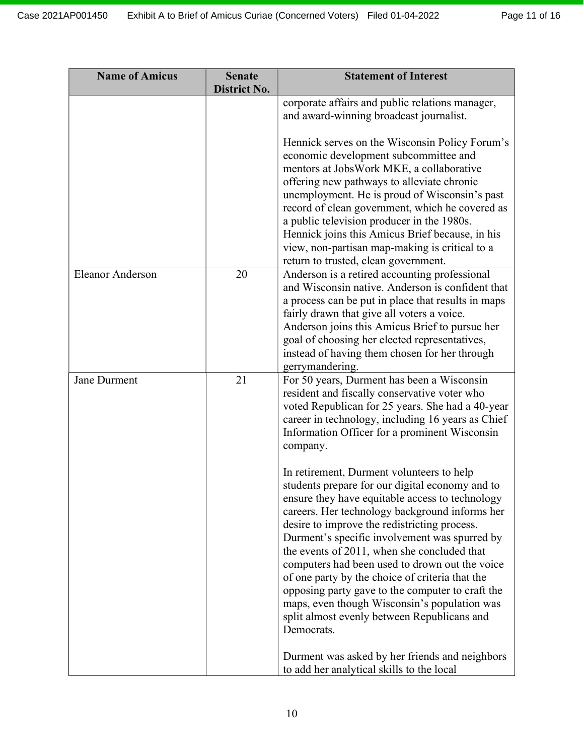| Name of Amicus | Senate District No. | Statement of Interest |
| --- | --- | --- |
| | | corporate affairs and public relations manager, and award-winning broadcast journalist.<br><br>Hennick serves on the Wisconsin Policy Forum's economic development subcommittee and mentors at JobsWork MKE, a collaborative offering new pathways to alleviate chronic unemployment. He is proud of Wisconsin's past record of clean government, which he covered as a public television producer in the 1980s. Hennick joins this Amicus Brief because, in his view, non-partisan map-making is critical to a return to trusted, clean government. |
| Eleanor Anderson | 20 | Anderson is a retired accounting professional and Wisconsin native. Anderson is confident that a process can be put in place that results in maps fairly drawn that give all voters a voice. Anderson joins this Amicus Brief to pursue her goal of choosing her elected representatives, instead of having them chosen for her through gerrymandering. |
| Jane Durment | 21 | For 50 years, Durment has been a Wisconsin resident and fiscally conservative voter who voted Republican for 25 years. She had a 40-year career in technology, including 16 years as Chief Information Officer for a prominent Wisconsin company.<br><br>In retirement, Durment volunteers to help students prepare for our digital economy and to ensure they have equitable access to technology careers. Her technology background informs her desire to improve the redistricting process. Durment's specific involvement was spurred by the events of 2011, when she concluded that computers had been used to drown out the voice of one party by the choice of criteria that the opposing party gave to the computer to craft the maps, even though Wisconsin's population was split almost evenly between Republicans and Democrats.<br><br>Durment was asked by her friends and neighbors to add her analytical skills to the local |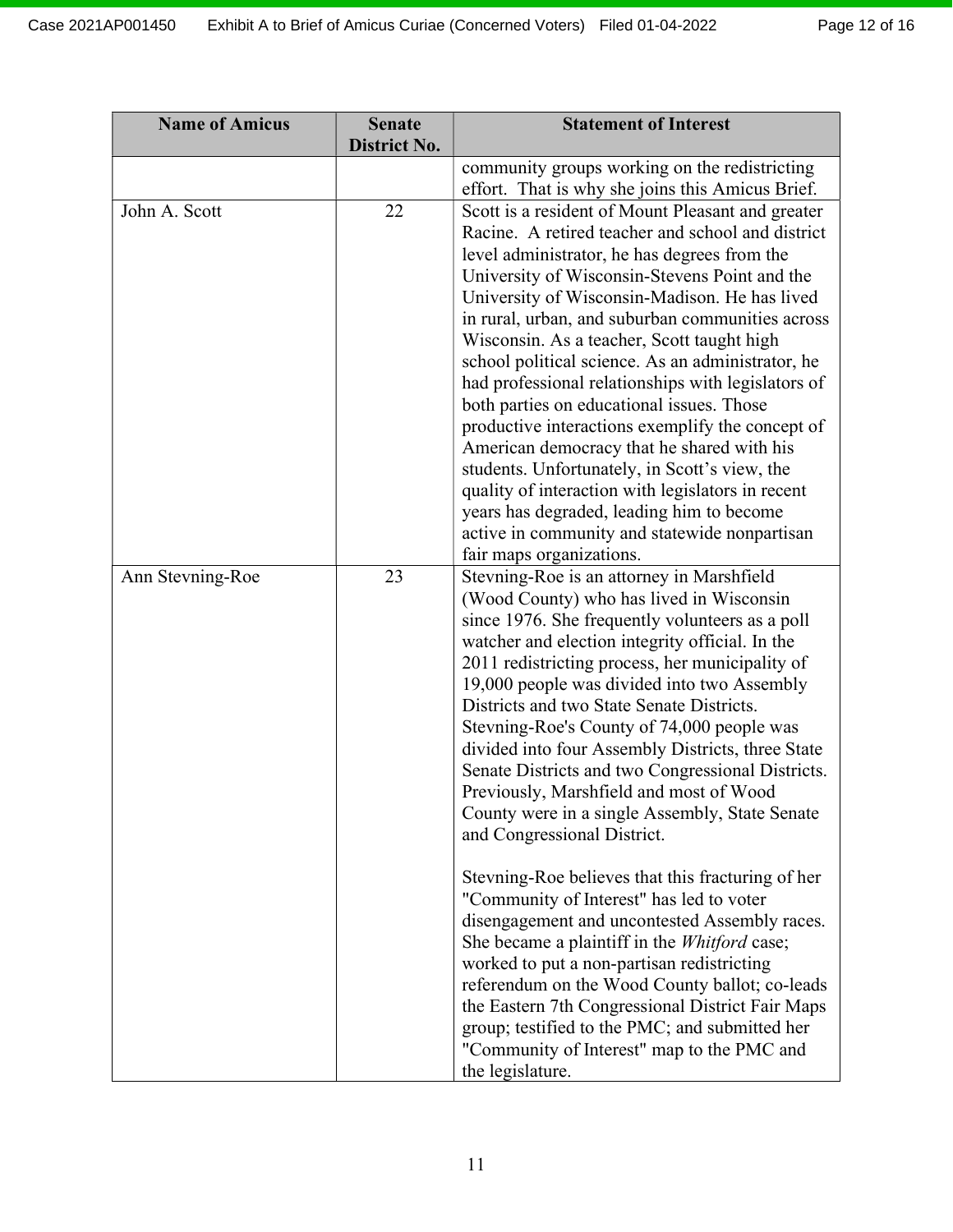| Name of Amicus | Senate District No. | Statement of Interest |
|---|---|---|
| | | community groups working on the redistricting effort. That is why she joins this Amicus Brief. |
| John A. Scott | 22 | Scott is a resident of Mount Pleasant and greater Racine. A retired teacher and school and district level administrator, he has degrees from the University of Wisconsin-Stevens Point and the University of Wisconsin-Madison. He has lived in rural, urban, and suburban communities across Wisconsin. As a teacher, Scott taught high school political science. As an administrator, he had professional relationships with legislators of both parties on educational issues. Those productive interactions exemplify the concept of American democracy that he shared with his students. Unfortunately, in Scott's view, the quality of interaction with legislators in recent years has degraded, leading him to become active in community and statewide nonpartisan fair maps organizations. |
| Ann Stevning-Roe | 23 | Stevning-Roe is an attorney in Marshfield (Wood County) who has lived in Wisconsin since 1976. She frequently volunteers as a poll watcher and election integrity official. In the 2011 redistricting process, her municipality of 19,000 people was divided into two Assembly Districts and two State Senate Districts. Stevning-Roe's County of 74,000 people was divided into four Assembly Districts, three State Senate Districts and two Congressional Districts. Previously, Marshfield and most of Wood County were in a single Assembly, State Senate and Congressional District.<br><br>Stevning-Roe believes that this fracturing of her "Community of Interest" has led to voter disengagement and uncontested Assembly races. She became a plaintiff in the *Whitford* case; worked to put a non-partisan redistricting referendum on the Wood County ballot; co-leads the Eastern 7th Congressional District Fair Maps group; testified to the PMC; and submitted her "Community of Interest" map to the PMC and the legislature. |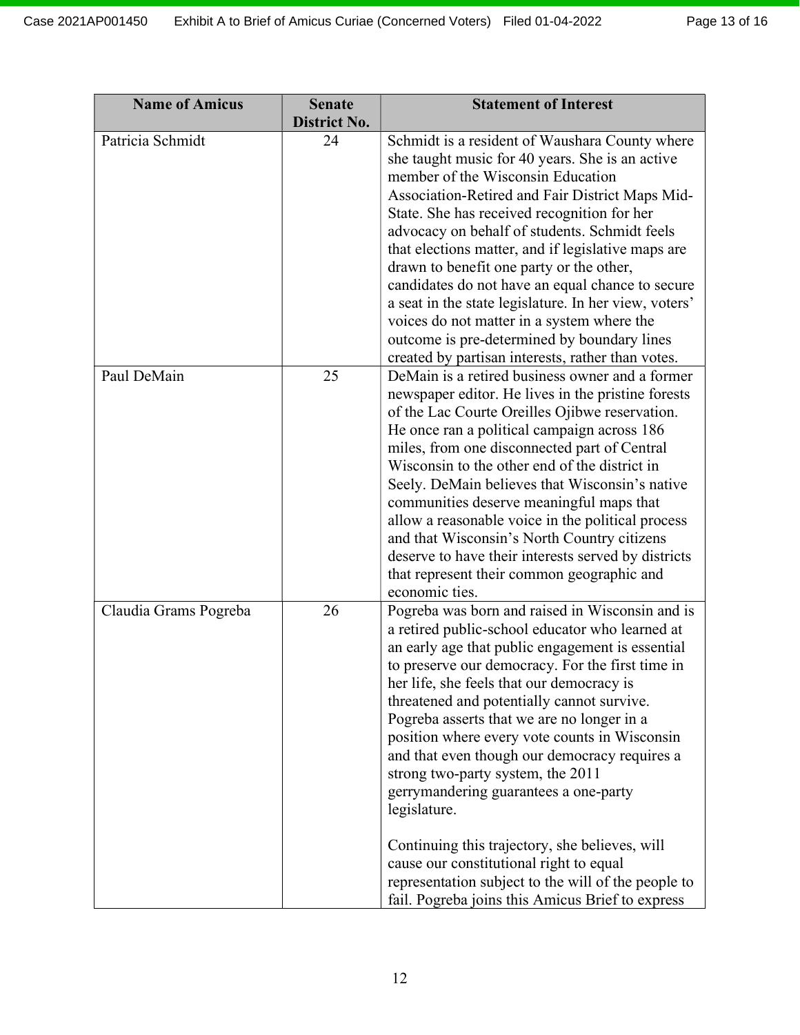| Name of Amicus | Senate District No. | Statement of Interest |
|---|---|---|
| Patricia Schmidt | 24 | Schmidt is a resident of Waushara County where she taught music for 40 years. She is an active member of the Wisconsin Education Association-Retired and Fair District Maps Mid-State. She has received recognition for her advocacy on behalf of students. Schmidt feels that elections matter, and if legislative maps are drawn to benefit one party or the other, candidates do not have an equal chance to secure a seat in the state legislature. In her view, voters' voices do not matter in a system where the outcome is pre-determined by boundary lines created by partisan interests, rather than votes. |
| Paul DeMain | 25 | DeMain is a retired business owner and a former newspaper editor. He lives in the pristine forests of the Lac Courte Oreilles Ojibwe reservation. He once ran a political campaign across 186 miles, from one disconnected part of Central Wisconsin to the other end of the district in Seely. DeMain believes that Wisconsin's native communities deserve meaningful maps that allow a reasonable voice in the political process and that Wisconsin's North Country citizens deserve to have their interests served by districts that represent their common geographic and economic ties. |
| Claudia Grams Pogreba | 26 | Pogreba was born and raised in Wisconsin and is a retired public-school educator who learned at an early age that public engagement is essential to preserve our democracy. For the first time in her life, she feels that our democracy is threatened and potentially cannot survive. Pogreba asserts that we are no longer in a position where every vote counts in Wisconsin and that even though our democracy requires a strong two-party system, the 2011 gerrymandering guarantees a one-party legislature.<br><br>Continuing this trajectory, she believes, will cause our constitutional right to equal representation subject to the will of the people to fail. Pogreba joins this Amicus Brief to express |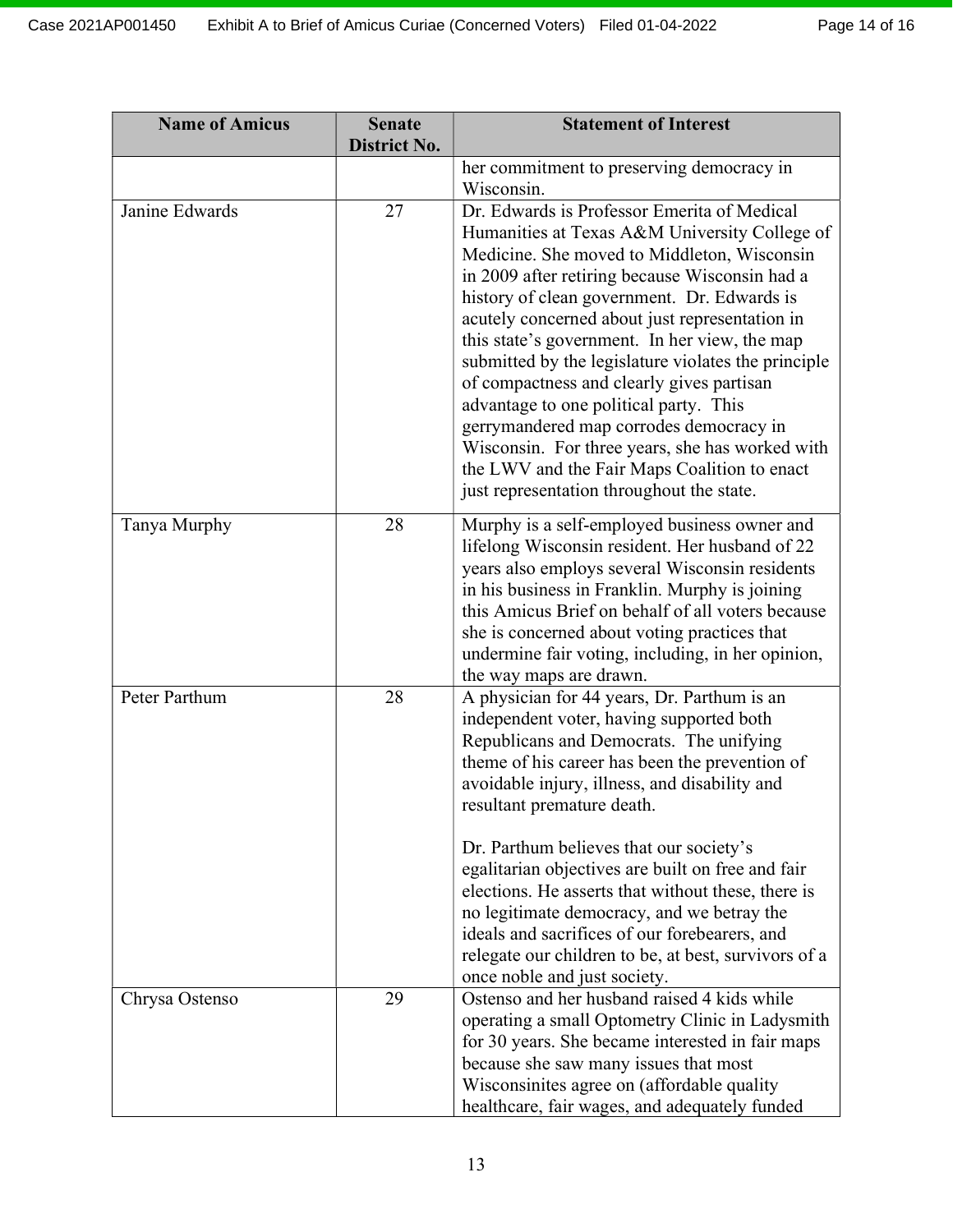| Name of Amicus | Senate District No. | Statement of Interest |
|---|---|---|
| | | her commitment to preserving democracy in Wisconsin. |
| Janine Edwards | 27 | Dr. Edwards is Professor Emerita of Medical Humanities at Texas A&M University College of Medicine. She moved to Middleton, Wisconsin in 2009 after retiring because Wisconsin had a history of clean government. Dr. Edwards is acutely concerned about just representation in this state's government. In her view, the map submitted by the legislature violates the principle of compactness and clearly gives partisan advantage to one political party. This gerrymandered map corrodes democracy in Wisconsin. For three years, she has worked with the LWV and the Fair Maps Coalition to enact just representation throughout the state. |
| Tanya Murphy | 28 | Murphy is a self-employed business owner and lifelong Wisconsin resident. Her husband of 22 years also employs several Wisconsin residents in his business in Franklin. Murphy is joining this Amicus Brief on behalf of all voters because she is concerned about voting practices that undermine fair voting, including, in her opinion, the way maps are drawn. |
| Peter Parthum | 28 | A physician for 44 years, Dr. Parthum is an independent voter, having supported both Republicans and Democrats. The unifying theme of his career has been the prevention of avoidable injury, illness, and disability and resultant premature death.<br><br>Dr. Parthum believes that our society's egalitarian objectives are built on free and fair elections. He asserts that without these, there is no legitimate democracy, and we betray the ideals and sacrifices of our forebearers, and relegate our children to be, at best, survivors of a once noble and just society. |
| Chrysa Ostenso | 29 | Ostenso and her husband raised 4 kids while operating a small Optometry Clinic in Ladysmith for 30 years. She became interested in fair maps because she saw many issues that most Wisconsinites agree on (affordable quality healthcare, fair wages, and adequately funded |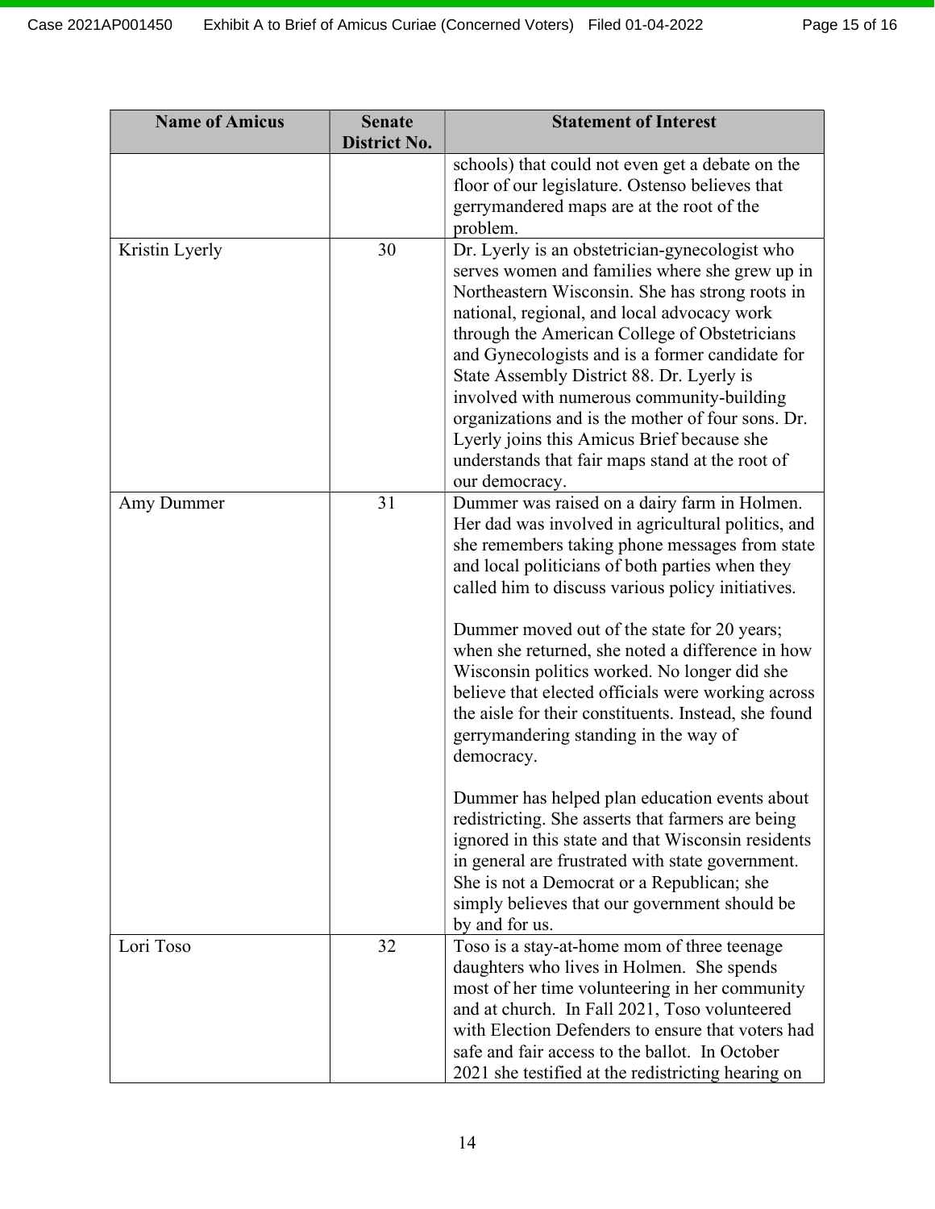| Name of Amicus | Senate District No. | Statement of Interest |
|---|---|---|
| | | schools) that could not even get a debate on the floor of our legislature. Ostenso believes that gerrymandered maps are at the root of the problem. |
| Kristin Lyerly | 30 | Dr. Lyerly is an obstetrician-gynecologist who serves women and families where she grew up in Northeastern Wisconsin. She has strong roots in national, regional, and local advocacy work through the American College of Obstetricians and Gynecologists and is a former candidate for State Assembly District 88. Dr. Lyerly is involved with numerous community-building organizations and is the mother of four sons. Dr. Lyerly joins this Amicus Brief because she understands that fair maps stand at the root of our democracy. |
| Amy Dummer | 31 | Dummer was raised on a dairy farm in Holmen. Her dad was involved in agricultural politics, and she remembers taking phone messages from state and local politicians of both parties when they called him to discuss various policy initiatives.<br><br>Dummer moved out of the state for 20 years; when she returned, she noted a difference in how Wisconsin politics worked. No longer did she believe that elected officials were working across the aisle for their constituents. Instead, she found gerrymandering standing in the way of democracy.<br><br>Dummer has helped plan education events about redistricting. She asserts that farmers are being ignored in this state and that Wisconsin residents in general are frustrated with state government. She is not a Democrat or a Republican; she simply believes that our government should be by and for us. |
| Lori Toso | 32 | Toso is a stay-at-home mom of three teenage daughters who lives in Holmen. She spends most of her time volunteering in her community and at church. In Fall 2021, Toso volunteered with Election Defenders to ensure that voters had safe and fair access to the ballot. In October 2021 she testified at the redistricting hearing on |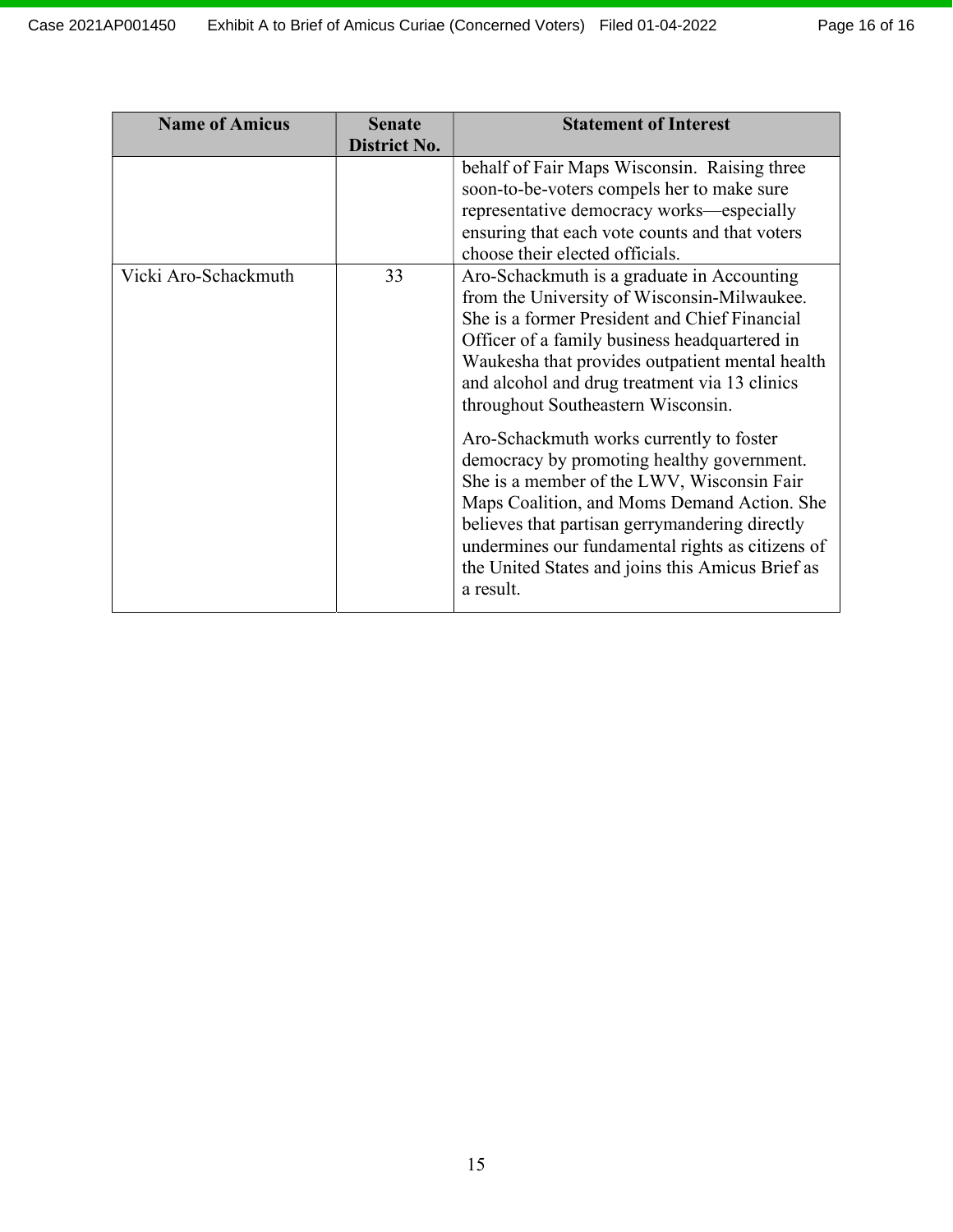| Name of Amicus | Senate District No. | Statement of Interest |
|---|---|---|
| | | behalf of Fair Maps Wisconsin. Raising three soon-to-be-voters compels her to make sure representative democracy works—especially ensuring that each vote counts and that voters choose their elected officials. |
| Vicki Aro-Schackmuth | 33 | Aro-Schackmuth is a graduate in Accounting from the University of Wisconsin-Milwaukee. She is a former President and Chief Financial Officer of a family business headquartered in Waukesha that provides outpatient mental health and alcohol and drug treatment via 13 clinics throughout Southeastern Wisconsin.<br><br>Aro-Schackmuth works currently to foster democracy by promoting healthy government. She is a member of the LWV, Wisconsin Fair Maps Coalition, and Moms Demand Action. She believes that partisan gerrymandering directly undermines our fundamental rights as citizens of the United States and joins this Amicus Brief as a result. |